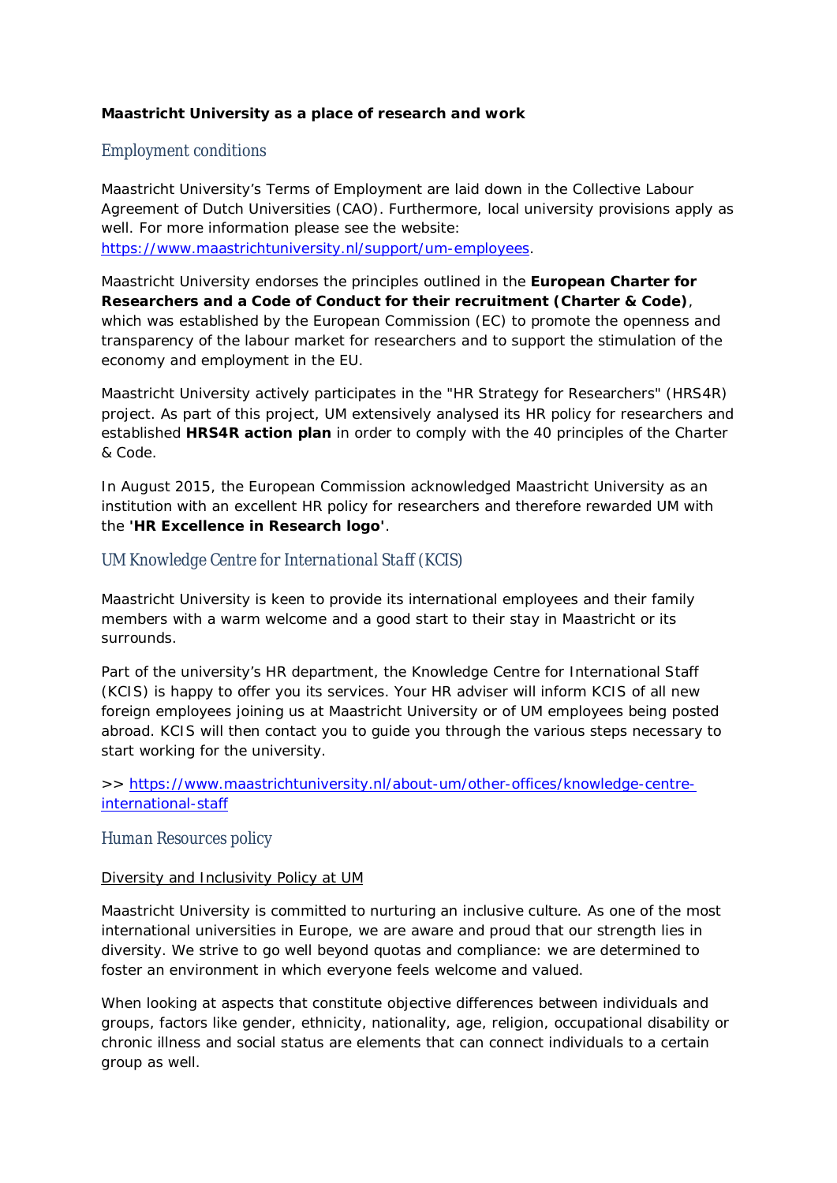**Maastricht University as a place of research and work**

## Employment conditions

Maastricht University's Terms of Employment are laid down in the Collective Labour Agreement of Dutch Universities (CAO). Furthermore, local university provisions apply as well. For more information please see the website: [https://www.maastrichtuniversity.nl/support/um-employees](https://www.maastrichtuniversity.nl/support/um-employees).

Maastricht University endorses the principles outlined in the **European Charter for Researchers and a Code of Conduct for their recruitment (Charter & Code)**, which was established by the European Commission (EC) to promote the openness and transparency of the labour market for researchers and to support the stimulation of the economy and employment in the EU.

Maastricht University actively participates in the "HR Strategy for Researchers" (HRS4R) project. As part of this project, UM extensively analysed its HR policy for researchers and established **HRS4R action plan** in order to comply with the 40 principles of the Charter & Code.

In August 2015, the European Commission acknowledged Maastricht University as an institution with an excellent HR policy for researchers and therefore rewarded UM with the **'HR Excellence in Research logo'**.

## UM Knowledge Centre for International Staff (KCIS)

Maastricht University is keen to provide its international employees and their family members with a warm welcome and a good start to their stay in Maastricht or its surrounds.

Part of the university's HR department, the Knowledge Centre for International Staff (KCIS) is happy to offer you its services. Your HR adviser will inform KCIS of all new foreign employees joining us at Maastricht University or of UM employees being posted abroad. KCIS will then contact you to guide you through the various steps necessary to start working for the university.

>> [https://www.maastrichtuniversity.nl/about-um/other-offices/knowledge-centre-international-staff](https://www.maastrichtuniversity.nl/about-um/other-offices/knowledge-centre-international-staff)

## Human Resources policy

Diversity and Inclusivity Policy at UM

Maastricht University is committed to nurturing an inclusive culture. As one of the most international universities in Europe, we are aware and proud that our strength lies in diversity. We strive to go well beyond quotas and compliance: we are determined to foster an environment in which everyone feels welcome and valued.

When looking at aspects that constitute objective differences between individuals and groups, factors like gender, ethnicity, nationality, age, religion, occupational disability or chronic illness and social status are elements that can connect individuals to a certain group as well.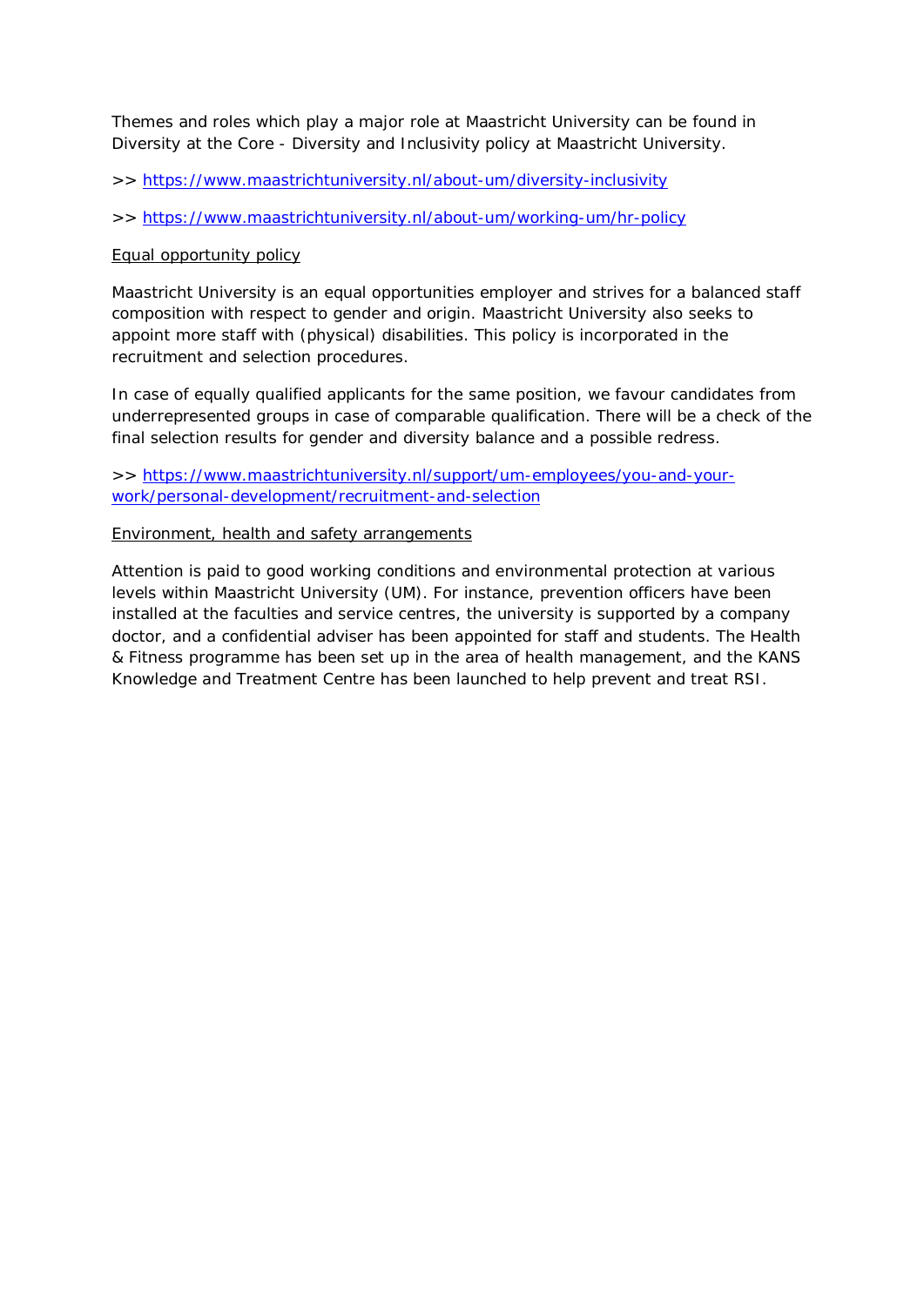Themes and roles which play a major role at Maastricht University can be found in Diversity at the Core - Diversity and Inclusivity policy at Maastricht University.

>> https://www.maastrichtuniversity.nl/about-um/diversity-inclusivity

>> https://www.maastrichtuniversity.nl/about-um/working-um/hr-policy

Equal opportunity policy

Maastricht University is an equal opportunities employer and strives for a balanced staff composition with respect to gender and origin. Maastricht University also seeks to appoint more staff with (physical) disabilities. This policy is incorporated in the recruitment and selection procedures.

In case of equally qualified applicants for the same position, we favour candidates from underrepresented groups in case of comparable qualification. There will be a check of the final selection results for gender and diversity balance and a possible redress.

>> https://www.maastrichtuniversity.nl/support/um-employees/you-and-your-work/personal-development/recruitment-and-selection

Environment, health and safety arrangements

Attention is paid to good working conditions and environmental protection at various levels within Maastricht University (UM). For instance, prevention officers have been installed at the faculties and service centres, the university is supported by a company doctor, and a confidential adviser has been appointed for staff and students. The Health & Fitness programme has been set up in the area of health management, and the KANS Knowledge and Treatment Centre has been launched to help prevent and treat RSI.